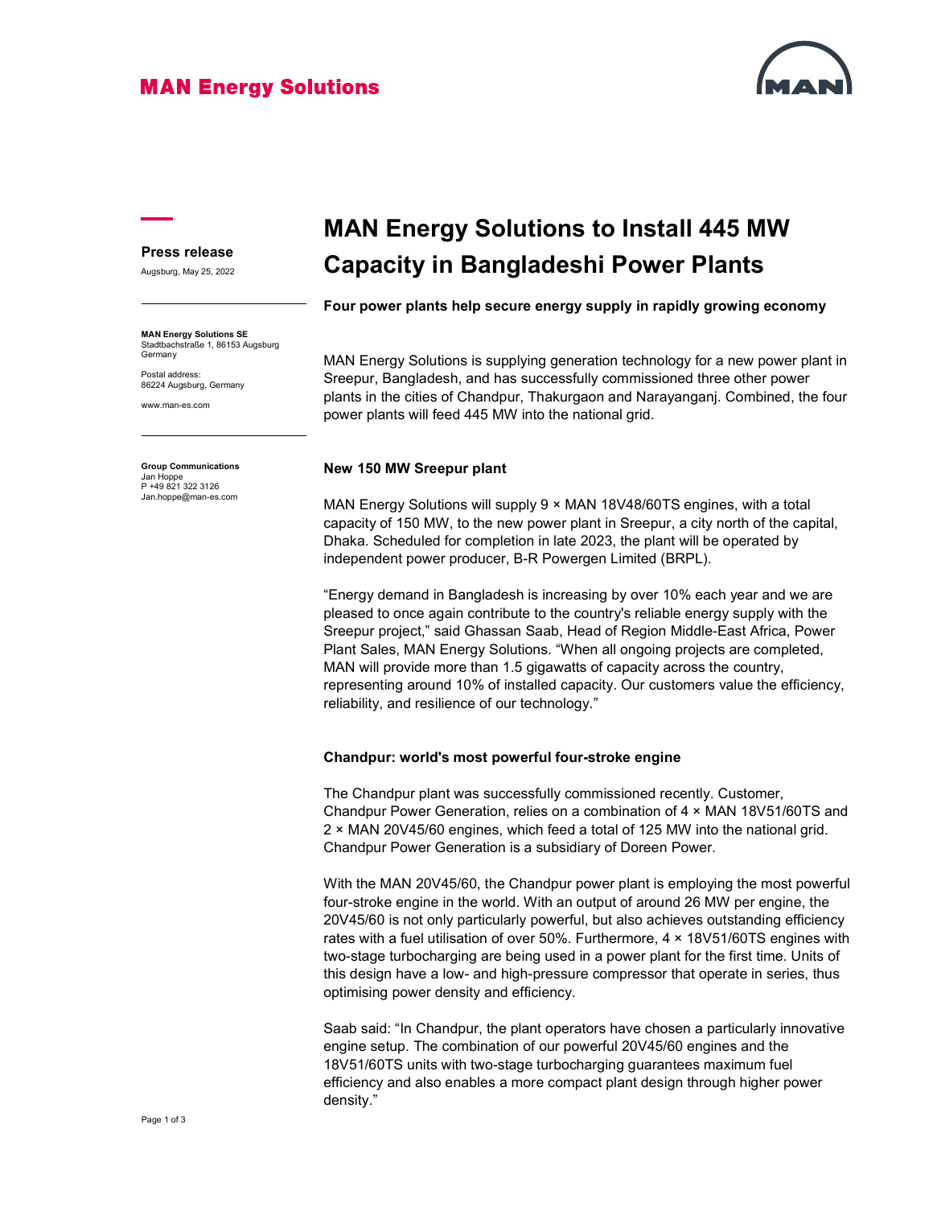MAN Energy Solutions

**Press release**

Augsburg, May 25, 2022

**MAN Energy Solutions SE**
Stadtbachstraße 1, 86153 Augsburg
Germany

Postal address:
86224 Augsburg, Germany

www.man-es.com

**Group Communications**
Jan Hoppe
P +49 821 322 3126
Jan.hoppe@man-es.com

# MAN Energy Solutions to Install 445 MW Capacity in Bangladeshi Power Plants

**Four power plants help secure energy supply in rapidly growing economy**

MAN Energy Solutions is supplying generation technology for a new power plant in Sreepur, Bangladesh, and has successfully commissioned three other power plants in the cities of Chandpur, Thakurgaon and Narayanganj. Combined, the four power plants will feed 445 MW into the national grid.

**New 150 MW Sreepur plant**

MAN Energy Solutions will supply 9 × MAN 18V48/60TS engines, with a total capacity of 150 MW, to the new power plant in Sreepur, a city north of the capital, Dhaka. Scheduled for completion in late 2023, the plant will be operated by independent power producer, B-R Powergen Limited (BRPL).

“Energy demand in Bangladesh is increasing by over 10% each year and we are pleased to once again contribute to the country's reliable energy supply with the Sreepur project,” said Ghassan Saab, Head of Region Middle-East Africa, Power Plant Sales, MAN Energy Solutions. “When all ongoing projects are completed, MAN will provide more than 1.5 gigawatts of capacity across the country, representing around 10% of installed capacity. Our customers value the efficiency, reliability, and resilience of our technology.”

**Chandpur: world's most powerful four-stroke engine**

The Chandpur plant was successfully commissioned recently. Customer, Chandpur Power Generation, relies on a combination of 4 × MAN 18V51/60TS and 2 × MAN 20V45/60 engines, which feed a total of 125 MW into the national grid. Chandpur Power Generation is a subsidiary of Doreen Power.

With the MAN 20V45/60, the Chandpur power plant is employing the most powerful four-stroke engine in the world. With an output of around 26 MW per engine, the 20V45/60 is not only particularly powerful, but also achieves outstanding efficiency rates with a fuel utilisation of over 50%. Furthermore, 4 × 18V51/60TS engines with two-stage turbocharging are being used in a power plant for the first time. Units of this design have a low- and high-pressure compressor that operate in series, thus optimising power density and efficiency.

Saab said: “In Chandpur, the plant operators have chosen a particularly innovative engine setup. The combination of our powerful 20V45/60 engines and the 18V51/60TS units with two-stage turbocharging guarantees maximum fuel efficiency and also enables a more compact plant design through higher power density.”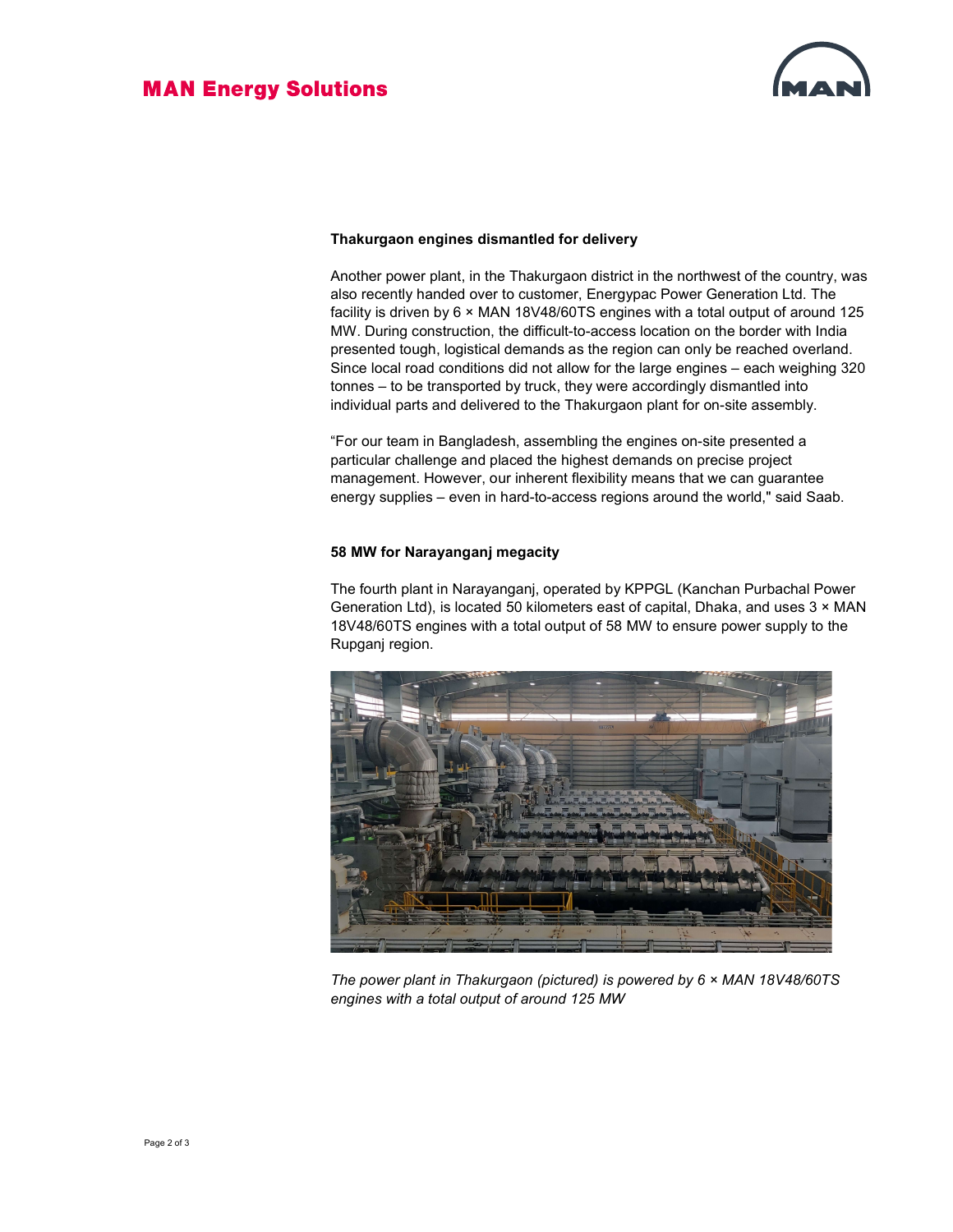### Thakurgaon engines dismantled for delivery

Another power plant, in the Thakurgaon district in the northwest of the country, was also recently handed over to customer, Energypac Power Generation Ltd. The facility is driven by 6 × MAN 18V48/60TS engines with a total output of around 125 MW. During construction, the difficult-to-access location on the border with India presented tough, logistical demands as the region can only be reached overland. Since local road conditions did not allow for the large engines – each weighing 320 tonnes – to be transported by truck, they were accordingly dismantled into individual parts and delivered to the Thakurgaon plant for on-site assembly.

“For our team in Bangladesh, assembling the engines on-site presented a particular challenge and placed the highest demands on precise project management. However, our inherent flexibility means that we can guarantee energy supplies – even in hard-to-access regions around the world," said Saab.

### 58 MW for Narayanganj megacity

The fourth plant in Narayanganj, operated by KPPGL (Kanchan Purbachal Power Generation Ltd), is located 50 kilometers east of capital, Dhaka, and uses 3 × MAN 18V48/60TS engines with a total output of 58 MW to ensure power supply to the Rupganj region.

*The power plant in Thakurgaon (pictured) is powered by 6 × MAN 18V48/60TS engines with a total output of around 125 MW*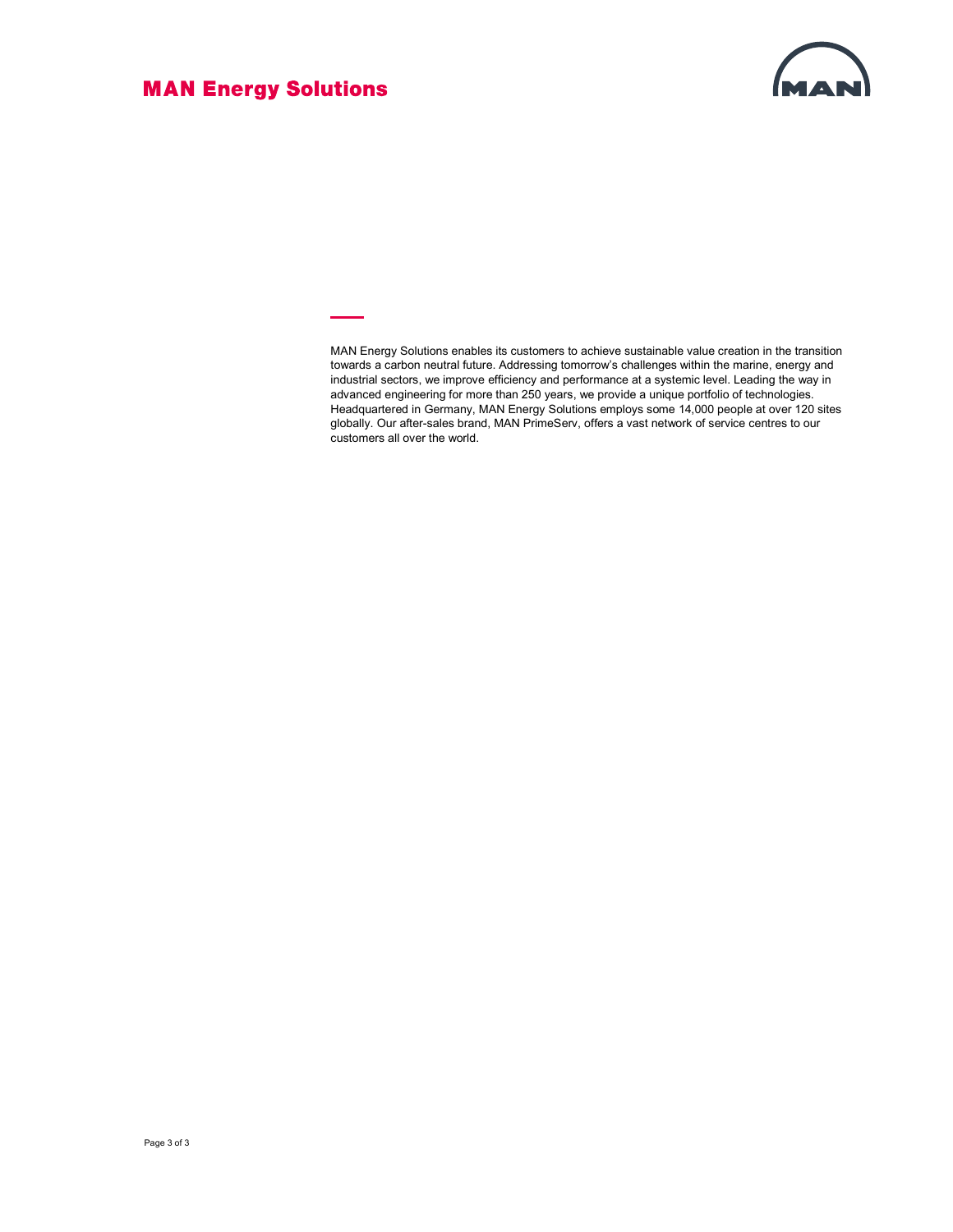MAN Energy Solutions enables its customers to achieve sustainable value creation in the transition towards a carbon neutral future. Addressing tomorrow's challenges within the marine, energy and industrial sectors, we improve efficiency and performance at a systemic level. Leading the way in advanced engineering for more than 250 years, we provide a unique portfolio of technologies. Headquartered in Germany, MAN Energy Solutions employs some 14,000 people at over 120 sites globally. Our after-sales brand, MAN PrimeServ, offers a vast network of service centres to our customers all over the world.